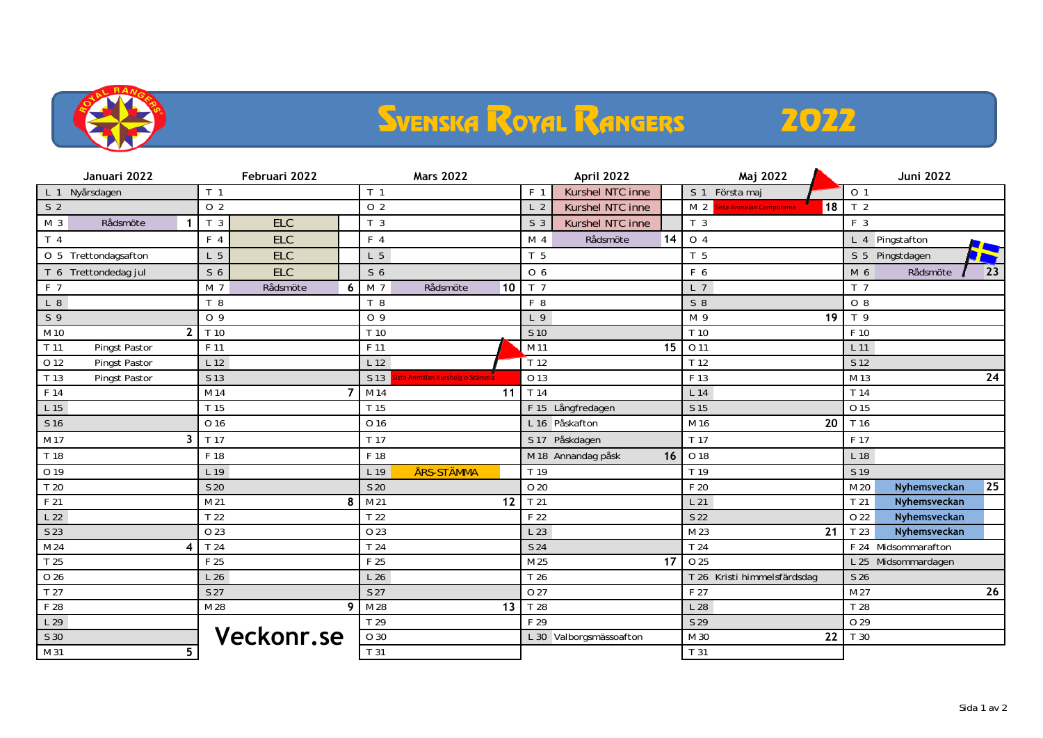# Svenska Royal Rangers 2022

| Januari 2022 | Februari 2022 | Mars 2022 | April 2022 | Maj 2022 | Juni 2022 |
|---|---|---|---|---|---|
| L 1 Nyårsdagen | T 1 | T 1 | F 1 Kurshel NTC inne | S 1 Första maj | O 1 |
| S 2 | O 2 | O 2 | L 2 Kurshel NTC inne | M 2 Sista Anmälan Camporama 18 | T 2 |
| M 3 Rådsmöte 1 | T 3 ELC | T 3 | S 3 Kurshel NTC inne | T 3 | F 3 |
| T 4 | F 4 ELC | F 4 | M 4 Rådsmöte 14 | O 4 | L 4 Pingstafton |
| O 5 Trettondagsafton | L 5 ELC | L 5 | T 5 | T 5 | S 5 Pingstdagen |
| T 6 Trettondedag jul | S 6 ELC | S 6 | O 6 | F 6 | M 6 Rådsmöte 23 |
| F 7 | M 7 Rådsmöte 6 | M 7 Rådsmöte 10 | T 7 | L 7 | T 7 |
| L 8 | T 8 | T 8 | F 8 | S 8 | O 8 |
| S 9 | O 9 | O 9 | L 9 | M 9 19 | T 9 |
| M 10 2 | T 10 | T 10 | S 10 | T 10 | F 10 |
| T 11 Pingst Pastor | F 11 | F 11 | M 11 15 | O 11 | L 11 |
| O 12 Pingst Pastor | L 12 | L 12 | T 12 | T 12 | S 12 |
| T 13 Pingst Pastor | S 13 | S 13 Sista Anmälan Kurshelg o Stämma | O 13 | F 13 | M 13 24 |
| F 14 | M 14 7 | M 14 11 | T 14 | L 14 | T 14 |
| L 15 | T 15 | T 15 | F 15 Långfredagen | S 15 | O 15 |
| S 16 | O 16 | O 16 | L 16 Påskafton | M 16 20 | T 16 |
| M 17 3 | T 17 | T 17 | S 17 Påskdagen | T 17 | F 17 |
| T 18 | F 18 | F 18 | M 18 Annandag påsk 16 | O 18 | L 18 |
| O 19 | L 19 | L 19 ÅRS-STÄMMA | T 19 | T 19 | S 19 |
| T 20 | S 20 | S 20 | O 20 | F 20 | M 20 Nyhemsveckan 25 |
| F 21 | M 21 8 | M 21 12 | T 21 | L 21 | T 21 Nyhemsveckan |
| L 22 | T 22 | T 22 | F 22 | S 22 | O 22 Nyhemsveckan |
| S 23 | O 23 | O 23 | L 23 | M 23 21 | T 23 Nyhemsveckan |
| M 24 4 | T 24 | T 24 | S 24 | T 24 | F 24 Midsommarafton |
| T 25 | F 25 | F 25 | M 25 17 | O 25 | L 25 Midsommardagen |
| O 26 | L 26 | L 26 | T 26 | T 26 Kristi himmelsfärdsdag | S 26 |
| T 27 | S 27 | S 27 | O 27 | F 27 | M 27 26 |
| F 28 | M 28 9 | M 28 13 | T 28 | L 28 | T 28 |
| L 29 | | T 29 | F 29 | S 29 | O 29 |
| S 30 | | O 30 | L 30 Valborgsmässoafton | M 30 22 | T 30 |
| M 31 5 | | T 31 | | T 31 | |

Veckonr.se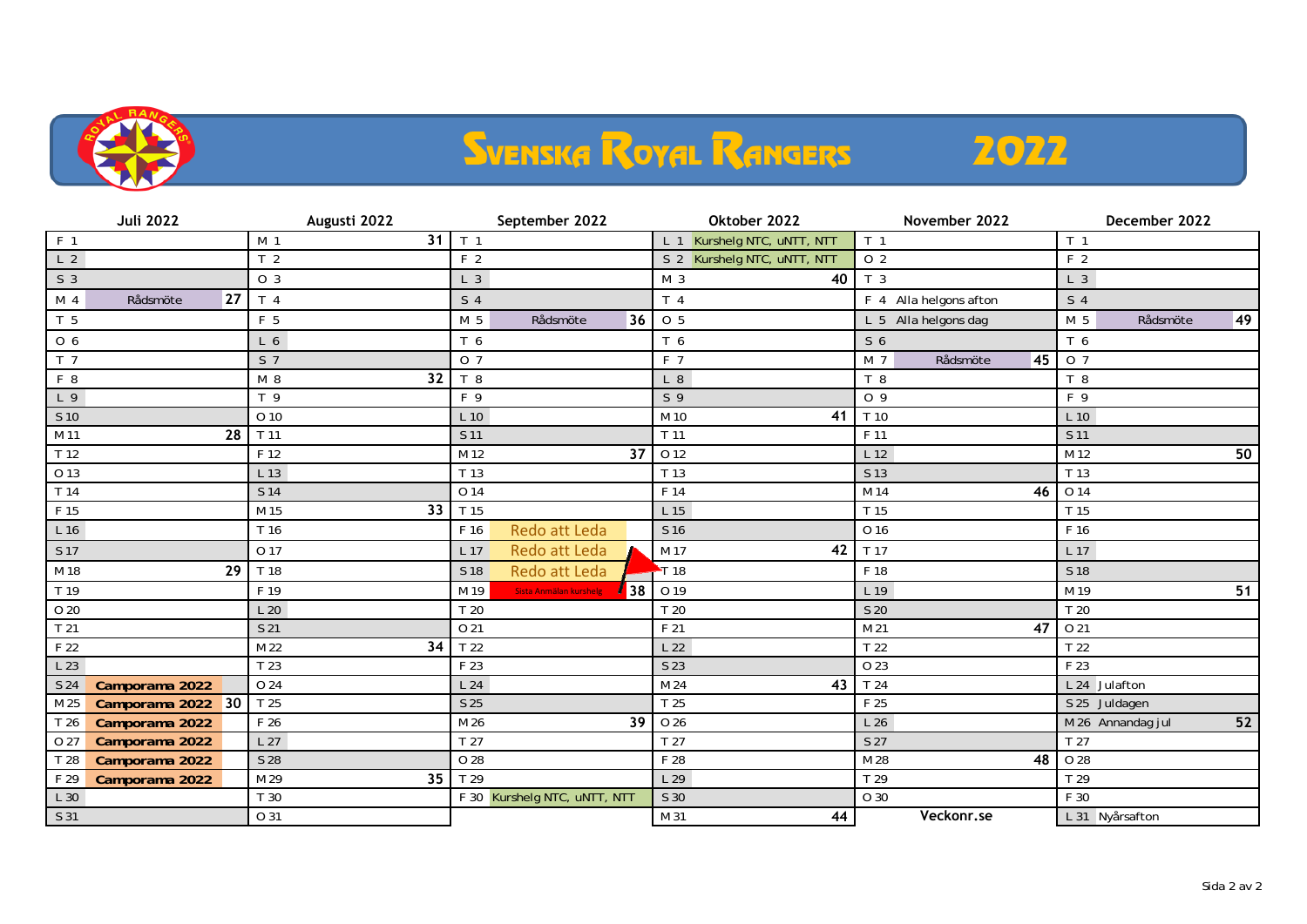# Svenska Royal Rangers 2022

| Juli 2022 | | | Augusti 2022 | | | September 2022 | | | Oktober 2022 | | | November 2022 | | | December 2022 | | |
|---|---|---|---|---|---|---|---|---|---|---|---|---|---|---|---|---|---|
| F 1 | | | M 1 | | 31 | T 1 | | | L 1 | Kurshelg NTC, uNTT, NTT | | T 1 | | | T 1 | | |
| L 2 | | | T 2 | | | F 2 | | | S 2 | Kurshelg NTC, uNTT, NTT | | O 2 | | | F 2 | | |
| S 3 | | | O 3 | | | L 3 | | | M 3 | | 40 | T 3 | | | L 3 | | |
| M 4 | Rådsmöte | 27 | T 4 | | | S 4 | | | T 4 | | | F 4 | Alla helgons afton | | S 4 | | |
| T 5 | | | F 5 | | | M 5 | Rådsmöte | 36 | O 5 | | | L 5 | Alla helgons dag | | M 5 | Rådsmöte | 49 |
| O 6 | | | L 6 | | | T 6 | | | T 6 | | | S 6 | | | T 6 | | |
| T 7 | | | S 7 | | | O 7 | | | F 7 | | | M 7 | Rådsmöte | 45 | O 7 | | |
| F 8 | | | M 8 | | 32 | T 8 | | | L 8 | | | T 8 | | | T 8 | | |
| L 9 | | | T 9 | | | F 9 | | | S 9 | | | O 9 | | | F 9 | | |
| S 10 | | | O 10 | | | L 10 | | | M 10 | | 41 | T 10 | | | L 10 | | |
| M 11 | | 28 | T 11 | | | S 11 | | | T 11 | | | F 11 | | | S 11 | | |
| T 12 | | | F 12 | | | M 12 | | 37 | O 12 | | | L 12 | | | M 12 | | 50 |
| O 13 | | | L 13 | | | T 13 | | | T 13 | | | S 13 | | | T 13 | | |
| T 14 | | | S 14 | | | O 14 | | | F 14 | | | M 14 | | 46 | O 14 | | |
| F 15 | | | M 15 | | 33 | T 15 | | | L 15 | | | T 15 | | | T 15 | | |
| L 16 | | | T 16 | | | F 16 | Redo att Leda | | S 16 | | | O 16 | | | F 16 | | |
| S 17 | | | O 17 | | | L 17 | Redo att Leda | | M 17 | | 42 | T 17 | | | L 17 | | |
| M 18 | | 29 | T 18 | | | S 18 | Redo att Leda | | T 18 | | | F 18 | | | S 18 | | |
| T 19 | | | F 19 | | | M 19 | Sista Anmälan kurshelg | 38 | O 19 | | | L 19 | | | M 19 | | 51 |
| O 20 | | | L 20 | | | T 20 | | | T 20 | | | S 20 | | | T 20 | | |
| T 21 | | | S 21 | | | O 21 | | | F 21 | | | M 21 | | 47 | O 21 | | |
| F 22 | | | M 22 | | 34 | T 22 | | | L 22 | | | T 22 | | | T 22 | | |
| L 23 | | | T 23 | | | F 23 | | | S 23 | | | O 23 | | | F 23 | | |
| S 24 | Camporama 2022 | | O 24 | | | L 24 | | | M 24 | | 43 | T 24 | | | L 24 | Julafton | |
| M 25 | Camporama 2022 | 30 | T 25 | | | S 25 | | | T 25 | | | F 25 | | | S 25 | Juldagen | |
| T 26 | Camporama 2022 | | F 26 | | | M 26 | | 39 | O 26 | | | L 26 | | | M 26 | Annandag jul | 52 |
| O 27 | Camporama 2022 | | L 27 | | | T 27 | | | T 27 | | | S 27 | | | T 27 | | |
| T 28 | Camporama 2022 | | S 28 | | | O 28 | | | F 28 | | | M 28 | | 48 | O 28 | | |
| F 29 | Camporama 2022 | | M 29 | | 35 | T 29 | | | L 29 | | | T 29 | | | T 29 | | |
| L 30 | | | T 30 | | | F 30 | Kurshelg NTC, uNTT, NTT | | S 30 | | | O 30 | | | F 30 | | |
| S 31 | | | O 31 | | | | | | M 31 | | 44 | Veckonr.se | | | L 31 | Nyårsafton | |